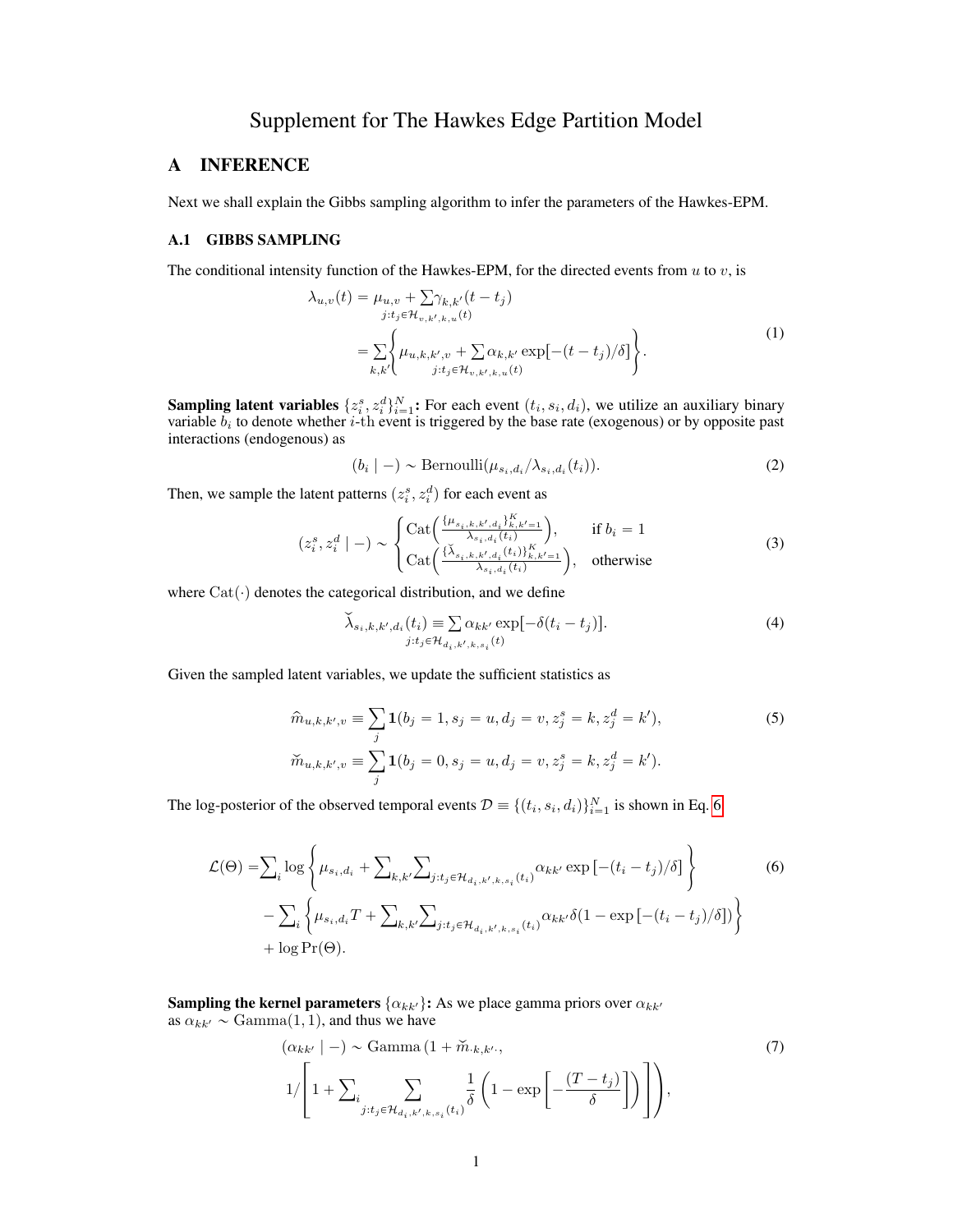# Supplement for The Hawkes Edge Partition Model

## A INFERENCE

Next we shall explain the Gibbs sampling algorithm to infer the parameters of the Hawkes-EPM.

### A.1 GIBBS SAMPLING

The conditional intensity function of the Hawkes-EPM, for the directed events from $u$ to $v$, is

$$
\begin{aligned}
\lambda_{u,v}(t) &= \mu_{u,v} + \sum_{j:t_j \in \mathcal{H}_{v,k',k,u}(t)} \gamma_{k,k'}(t - t_j) \\
&= \sum_{k,k'} \left\{ \mu_{u,k,k',v} + \sum_{j:t_j \in \mathcal{H}_{v,k',k,u}(t)} \alpha_{k,k'} \exp[-(t - t_j)/\delta] \right\}.
\end{aligned} \tag{1}
$$

**Sampling latent variables $\{z_i^s, z_i^d\}_{i=1}^N$:** For each event $(t_i, s_i, d_i)$, we utilize an auxiliary binary variable $b_i$ to denote whether $i$-th event is triggered by the base rate (exogenous) or by opposite past interactions (endogenous) as

$$
(b_i \mid -) \sim \text{Bernoulli}(\mu_{s_i,d_i}/\lambda_{s_i,d_i}(t_i)). \tag{2}
$$

Then, we sample the latent patterns $(z_i^s, z_i^d)$ for each event as

$$
(z_i^s, z_i^d \mid -) \sim \begin{cases} \text{Cat}\left( \frac{\{\mu_{s_i,k,k',d_i}\}_{k,k'=1}^K}{\lambda_{s_i,d_i}(t_i)} \right), & \text{if } b_i = 1 \\ \text{Cat}\left( \frac{\{\breve{\lambda}_{s_i,k,k',d_i}(t_i)\}_{k,k'=1}^K}{\lambda_{s_i,d_i}(t_i)} \right), & \text{otherwise} \end{cases} \tag{3}
$$

where $\text{Cat}(\cdot)$ denotes the categorical distribution, and we define

$$
\breve{\lambda}_{s_i,k,k',d_i}(t_i) \equiv \sum_{j:t_j \in \mathcal{H}_{d_i,k',k,s_i}(t)} \alpha_{kk'} \exp[-\delta(t_i - t_j)]. \tag{4}
$$

Given the sampled latent variables, we update the sufficient statistics as

$$
\begin{aligned}
\widehat{m}_{u,k,k',v} &\equiv \sum_j \mathbf{1}(b_j = 1, s_j = u, d_j = v, z_j^s = k, z_j^d = k'), \\
\breve{m}_{u,k,k',v} &\equiv \sum_j \mathbf{1}(b_j = 0, s_j = u, d_j = v, z_j^s = k, z_j^d = k').
\end{aligned} \tag{5}
$$

The log-posterior of the observed temporal events $\mathcal{D} \equiv \{(t_i, s_i, d_i)\}_{i=1}^N$ is shown in Eq. 6.

$$
\begin{aligned}
\mathcal{L}(\Theta) =& \sum_i \log \left\{ \mu_{s_i,d_i} + \sum_{k,k'} \sum_{j:t_j \in \mathcal{H}_{d_i,k',k,s_i}(t_i)} \alpha_{kk'} \exp\left[-(t_i - t_j)/\delta\right] \right\} \\
&- \sum_i \left\{ \mu_{s_i,d_i} T + \sum_{k,k'} \sum_{j:t_j \in \mathcal{H}_{d_i,k',k,s_i}(t_i)} \alpha_{kk'} \delta (1 - \exp\left[-(t_i - t_j)/\delta\right]) \right\} \\
&+ \log \Pr(\Theta).
\end{aligned} \tag{6}
$$

**Sampling the kernel parameters $\{\alpha_{kk'}\}$:** As we place gamma priors over $\alpha_{kk'}$ as $\alpha_{kk'} \sim \text{Gamma}(1, 1)$, and thus we have

$$
\begin{aligned}
&(\alpha_{kk'} \mid -) \sim \text{Gamma}\left(1 + \breve{m}_{\cdot k,k' \cdot},\right. \\
&\left. 1 \Bigg/ \left[ 1 + \sum_i \sum_{j:t_j \in \mathcal{H}_{d_i,k',k,s_i}(t_i)} \frac{1}{\delta} \left( 1 - \exp\left[ -\frac{(T - t_j)}{\delta} \right] \right) \right] \right),
\end{aligned} \tag{7}
$$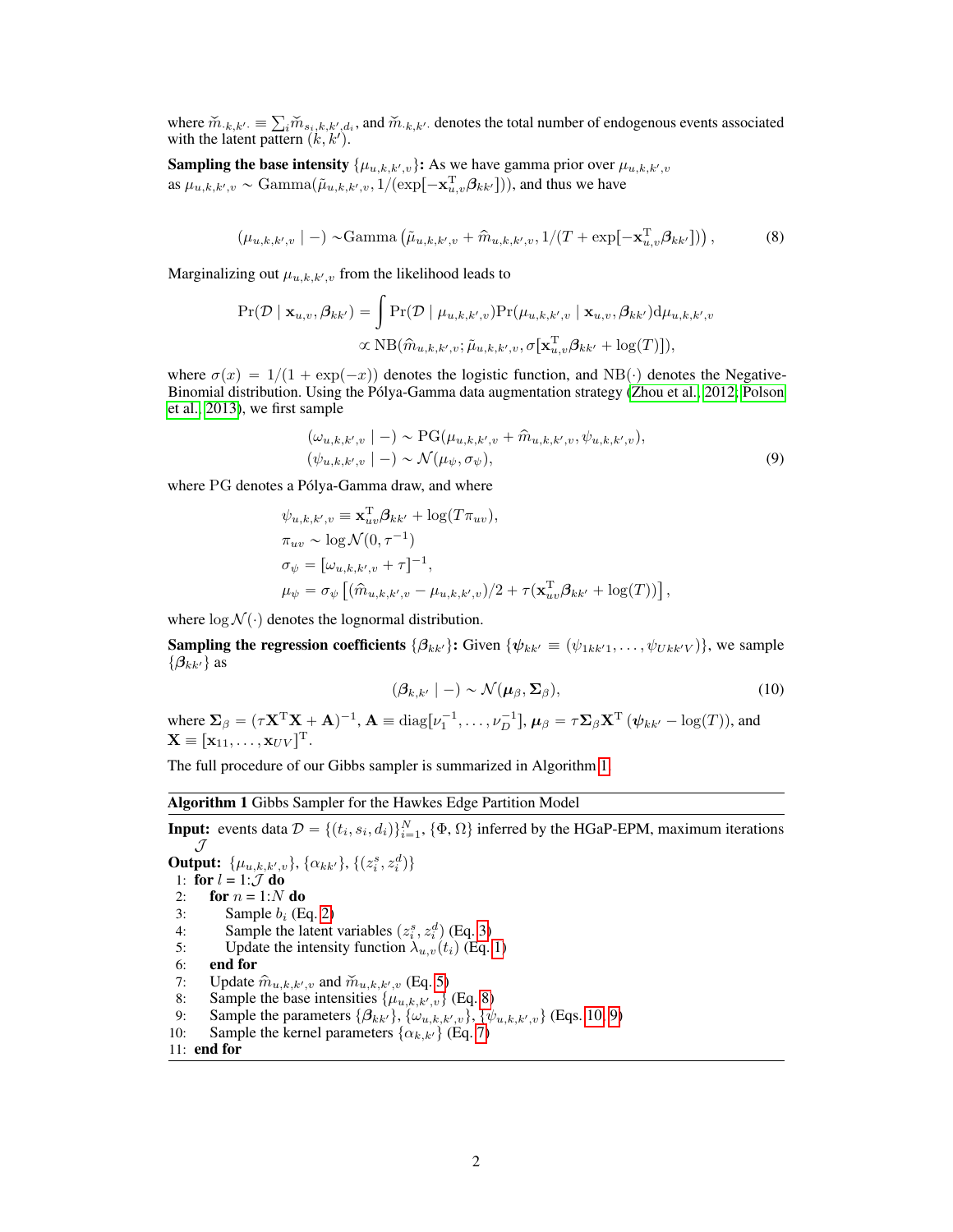where $\check{m}_{\cdot k,k'\cdot} \equiv \sum_i \check{m}_{s_i,k,k',d_i}$, and $\check{m}_{\cdot k,k'\cdot}$ denotes the total number of endogenous events associated with the latent pattern $(k, k')$.

**Sampling the base intensity** $\{\mu_{u,k,k',v}\}$**:** As we have gamma prior over $\mu_{u,k,k',v}$ as $\mu_{u,k,k',v} \sim \text{Gamma}(\tilde{\mu}_{u,k,k',v}, 1/(\exp[-\mathbf{x}_{u,v}^{\mathrm{T}}\boldsymbol{\beta}_{kk'}]))$, and thus we have

$$(\mu_{u,k,k',v} \mid -) \sim \text{Gamma}\left(\tilde{\mu}_{u,k,k',v} + \widehat{m}_{u,k,k',v}, 1/(T + \exp[-\mathbf{x}_{u,v}^{\mathrm{T}}\boldsymbol{\beta}_{kk'}])\right), \tag{8}$$

Marginalizing out $\mu_{u,k,k',v}$ from the likelihood leads to

$$\begin{aligned}\Pr(\mathcal{D} \mid \mathbf{x}_{u,v}, \boldsymbol{\beta}_{kk'}) &= \int \Pr(\mathcal{D} \mid \mu_{u,k,k',v})\Pr(\mu_{u,k,k',v} \mid \mathbf{x}_{u,v}, \boldsymbol{\beta}_{kk'})\mathrm{d}\mu_{u,k,k',v} \\ &\propto \text{NB}(\widehat{m}_{u,k,k',v}; \tilde{\mu}_{u,k,k',v}, \sigma[\mathbf{x}_{u,v}^{\mathrm{T}}\boldsymbol{\beta}_{kk'} + \log(T)]),\end{aligned}$$

where $\sigma(x) = 1/(1 + \exp(-x))$ denotes the logistic function, and $\text{NB}(\cdot)$ denotes the Negative-Binomial distribution. Using the Pólya-Gamma data augmentation strategy (Zhou et al., 2012; Polson et al., 2013), we first sample

$$\begin{aligned}(\omega_{u,k,k',v} \mid -) &\sim \text{PG}(\mu_{u,k,k',v} + \widehat{m}_{u,k,k',v}, \psi_{u,k,k',v}), \\ (\psi_{u,k,k',v} \mid -) &\sim \mathcal{N}(\mu_\psi, \sigma_\psi),\end{aligned} \tag{9}$$

where PG denotes a Pólya-Gamma draw, and where

$$\begin{aligned}\psi_{u,k,k',v} &\equiv \mathbf{x}_{uv}^{\mathrm{T}}\boldsymbol{\beta}_{kk'} + \log(T\pi_{uv}), \\ \pi_{uv} &\sim \log\mathcal{N}(0, \tau^{-1}) \\ \sigma_\psi &= [\omega_{u,k,k',v} + \tau]^{-1}, \\ \mu_\psi &= \sigma_\psi\left[(\widehat{m}_{u,k,k',v} - \mu_{u,k,k',v})/2 + \tau(\mathbf{x}_{uv}^{\mathrm{T}}\boldsymbol{\beta}_{kk'} + \log(T))\right],\end{aligned}$$

where $\log\mathcal{N}(\cdot)$ denotes the lognormal distribution.

**Sampling the regression coefficients** $\{\boldsymbol{\beta}_{kk'}\}$**:** Given $\{\boldsymbol{\psi}_{kk'} \equiv (\psi_{1kk'1}, \ldots, \psi_{Ukk'V})\}$, we sample $\{\boldsymbol{\beta}_{kk'}\}$ as

$$(\boldsymbol{\beta}_{k,k'} \mid -) \sim \mathcal{N}(\boldsymbol{\mu}_\beta, \boldsymbol{\Sigma}_\beta), \tag{10}$$

where $\boldsymbol{\Sigma}_\beta = (\tau\mathbf{X}^{\mathrm{T}}\mathbf{X} + \mathbf{A})^{-1}$, $\mathbf{A} \equiv \text{diag}[\nu_1^{-1}, \ldots, \nu_D^{-1}]$, $\boldsymbol{\mu}_\beta = \tau\boldsymbol{\Sigma}_\beta\mathbf{X}^{\mathrm{T}}(\boldsymbol{\psi}_{kk'} - \log(T))$, and $\mathbf{X} \equiv [\mathbf{x}_{11}, \ldots, \mathbf{x}_{UV}]^{\mathrm{T}}$.

The full procedure of our Gibbs sampler is summarized in Algorithm 1.

---

**Algorithm 1** Gibbs Sampler for the Hawkes Edge Partition Model

---

**Input:** events data $\mathcal{D} = \{(t_i, s_i, d_i)\}_{i=1}^N$, $\{\Phi, \Omega\}$ inferred by the HGaP-EPM, maximum iterations $\mathcal{J}$

**Output:** $\{\mu_{u,k,k',v}\}$, $\{\alpha_{kk'}\}$, $\{(z_i^s, z_i^d)\}$

```
 1: for l = 1:J do
 2:   for n = 1:N do
 3:     Sample b_i (Eq. 2)
 4:     Sample the latent variables (z_i^s, z_i^d) (Eq. 3)
 5:     Update the intensity function λ_{u,v}(t_i) (Eq. 1)
 6:   end for
 7:   Update m̂_{u,k,k',v} and m̆_{u,k,k',v} (Eq. 5)
 8:   Sample the base intensities {μ_{u,k,k',v}} (Eq. 8)
 9:   Sample the parameters {β_{kk'}}, {ω_{u,k,k',v}}, {ψ_{u,k,k',v}} (Eqs. 10, 9)
10:   Sample the kernel parameters {α_{k,k'}} (Eq. 7)
11: end for
```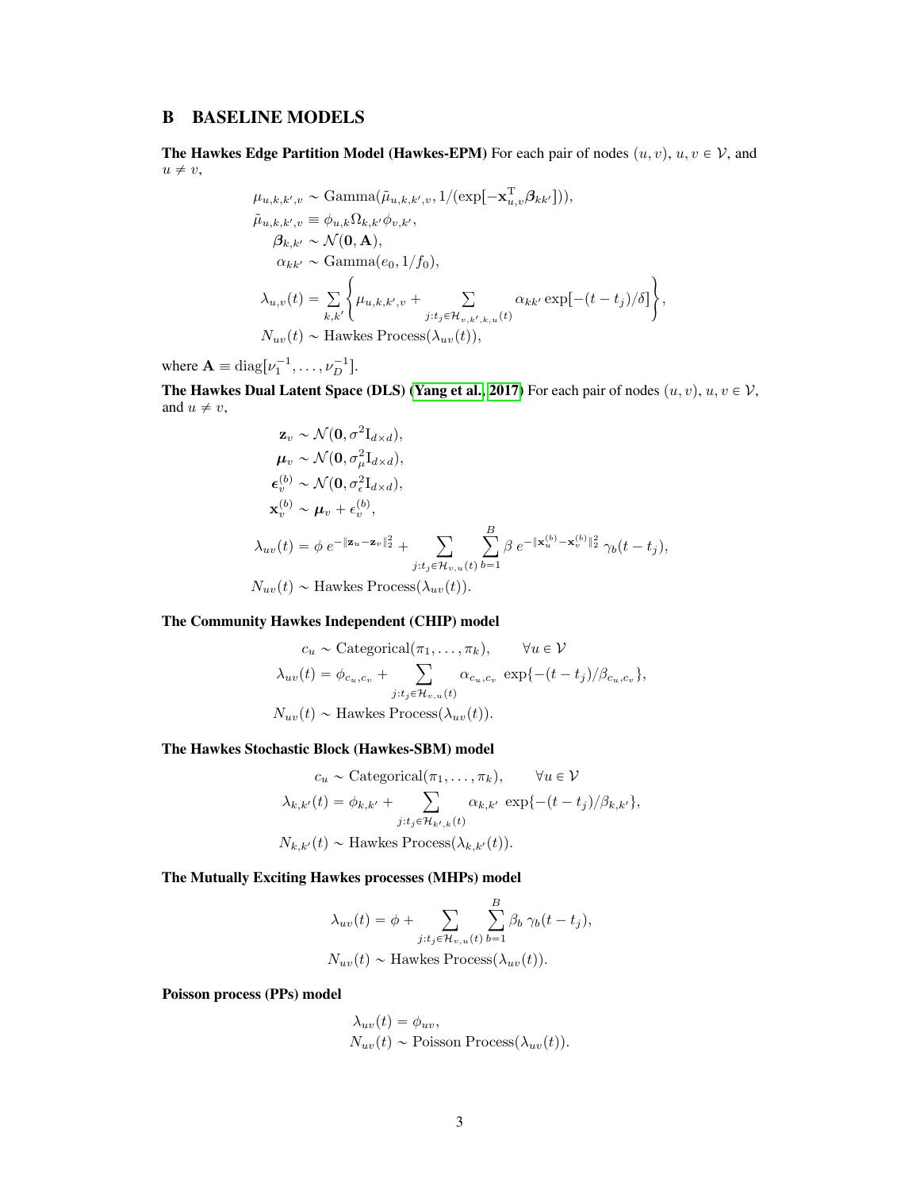## B BASELINE MODELS

**The Hawkes Edge Partition Model (Hawkes-EPM)** For each pair of nodes $(u, v)$, $u, v \in \mathcal{V}$, and $u \neq v$,

$$
\begin{aligned}
\mu_{u,k,k',v} &\sim \text{Gamma}(\tilde{\mu}_{u,k,k',v}, 1/(\exp[-\mathbf{x}_{u,v}^{\mathrm{T}}\boldsymbol{\beta}_{kk'}])), \\
\tilde{\mu}_{u,k,k',v} &\equiv \phi_{u,k}\Omega_{k,k'}\phi_{v,k'}, \\
\boldsymbol{\beta}_{k,k'} &\sim \mathcal{N}(\mathbf{0}, \mathbf{A}), \\
\alpha_{kk'} &\sim \text{Gamma}(e_0, 1/f_0), \\
\lambda_{u,v}(t) &= \sum_{k,k'} \left\{ \mu_{u,k,k',v} + \sum_{j:t_j \in \mathcal{H}_{v,k',k,u}(t)} \alpha_{kk'} \exp[-(t - t_j)/\delta] \right\}, \\
N_{uv}(t) &\sim \text{Hawkes Process}(\lambda_{uv}(t)),
\end{aligned}
$$

where $\mathbf{A} \equiv \text{diag}[\nu_1^{-1}, \ldots, \nu_D^{-1}]$.

**The Hawkes Dual Latent Space (DLS)** (Yang et al., 2017) For each pair of nodes $(u, v)$, $u, v \in \mathcal{V}$, and $u \neq v$,

$$
\begin{aligned}
\mathbf{z}_v &\sim \mathcal{N}(\mathbf{0}, \sigma^2 \mathrm{I}_{d\times d}), \\
\boldsymbol{\mu}_v &\sim \mathcal{N}(\mathbf{0}, \sigma_\mu^2 \mathrm{I}_{d\times d}), \\
\boldsymbol{\epsilon}_v^{(b)} &\sim \mathcal{N}(\mathbf{0}, \sigma_\epsilon^2 \mathrm{I}_{d\times d}), \\
\mathbf{x}_v^{(b)} &\sim \boldsymbol{\mu}_v + \epsilon_v^{(b)}, \\
\lambda_{uv}(t) &= \phi\, e^{-\|\mathbf{z}_u - \mathbf{z}_v\|_2^2} + \sum_{j:t_j \in \mathcal{H}_{v,u}(t)} \sum_{b=1}^{B} \beta\, e^{-\|\mathbf{x}_u^{(b)} - \mathbf{x}_v^{(b)}\|_2^2}\, \gamma_b(t - t_j), \\
N_{uv}(t) &\sim \text{Hawkes Process}(\lambda_{uv}(t)).
\end{aligned}
$$

**The Community Hawkes Independent (CHIP) model**

$$
\begin{aligned}
c_u &\sim \text{Categorical}(\pi_1, \ldots, \pi_k), \qquad \forall u \in \mathcal{V} \\
\lambda_{uv}(t) &= \phi_{c_u,c_v} + \sum_{j:t_j \in \mathcal{H}_{v,u}(t)} \alpha_{c_u,c_v} \exp\{-(t - t_j)/\beta_{c_u,c_v}\}, \\
N_{uv}(t) &\sim \text{Hawkes Process}(\lambda_{uv}(t)).
\end{aligned}
$$

**The Hawkes Stochastic Block (Hawkes-SBM) model**

$$
\begin{aligned}
c_u &\sim \text{Categorical}(\pi_1, \ldots, \pi_k), \qquad \forall u \in \mathcal{V} \\
\lambda_{k,k'}(t) &= \phi_{k,k'} + \sum_{j:t_j \in \mathcal{H}_{k',k}(t)} \alpha_{k,k'} \exp\{-(t - t_j)/\beta_{k,k'}\}, \\
N_{k,k'}(t) &\sim \text{Hawkes Process}(\lambda_{k,k'}(t)).
\end{aligned}
$$

**The Mutually Exciting Hawkes processes (MHPs) model**

$$
\begin{aligned}
\lambda_{uv}(t) &= \phi + \sum_{j:t_j \in \mathcal{H}_{v,u}(t)} \sum_{b=1}^{B} \beta_b\, \gamma_b(t - t_j), \\
N_{uv}(t) &\sim \text{Hawkes Process}(\lambda_{uv}(t)).
\end{aligned}
$$

**Poisson process (PPs) model**

$$
\begin{aligned}
\lambda_{uv}(t) &= \phi_{uv}, \\
N_{uv}(t) &\sim \text{Poisson Process}(\lambda_{uv}(t)).
\end{aligned}
$$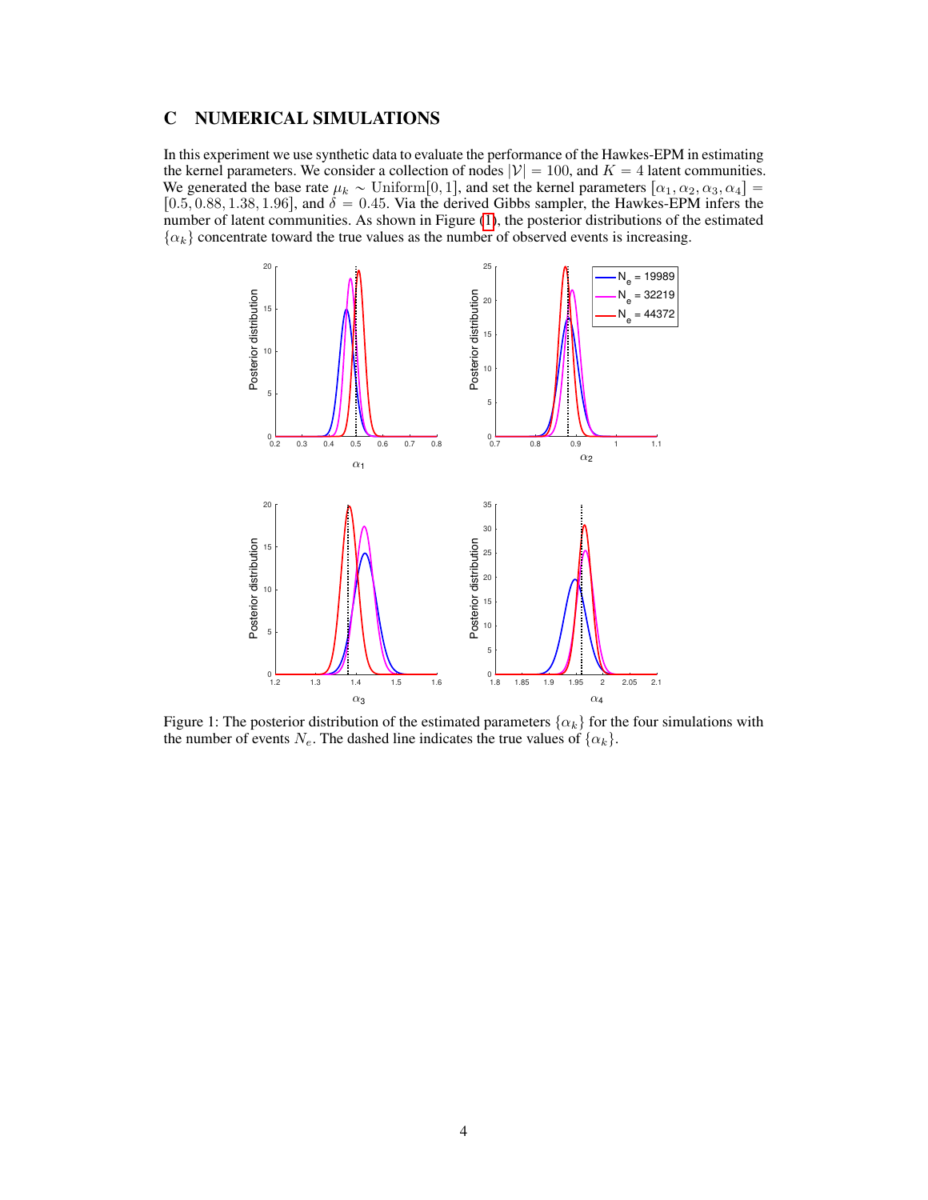## C NUMERICAL SIMULATIONS

In this experiment we use synthetic data to evaluate the performance of the Hawkes-EPM in estimating the kernel parameters. We consider a collection of nodes $|\mathcal{V}| = 100$, and $K = 4$ latent communities. We generated the base rate $\mu_k \sim \text{Uniform}[0, 1]$, and set the kernel parameters $[\alpha_1, \alpha_2, \alpha_3, \alpha_4] = [0.5, 0.88, 1.38, 1.96]$, and $\delta = 0.45$. Via the derived Gibbs sampler, the Hawkes-EPM infers the number of latent communities. As shown in Figure (1), the posterior distributions of the estimated $\{\alpha_k\}$ concentrate toward the true values as the number of observed events is increasing.

Figure 1: The posterior distribution of the estimated parameters $\{\alpha_k\}$ for the four simulations with the number of events $N_e$. The dashed line indicates the true values of $\{\alpha_k\}$.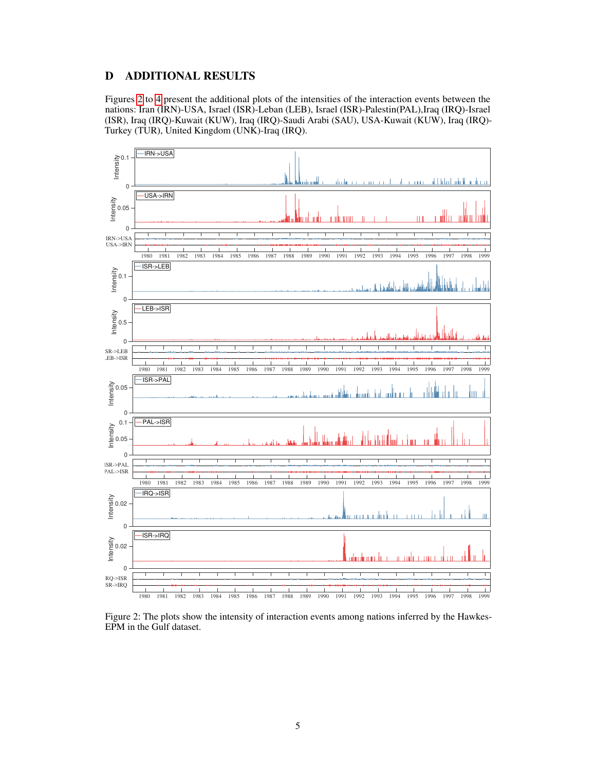# D ADDITIONAL RESULTS

Figures 2 to 4 present the additional plots of the intensities of the interaction events between the nations: Iran (IRN)-USA, Israel (ISR)-Leban (LEB), Israel (ISR)-Palestin(PAL),Iraq (IRQ)-Israel (ISR), Iraq (IRQ)-Kuwait (KUW), Iraq (IRQ)-Saudi Arabi (SAU), USA-Kuwait (KUW), Iraq (IRQ)-Turkey (TUR), United Kingdom (UNK)-Iraq (IRQ).

Figure 2: The plots show the intensity of interaction events among nations inferred by the Hawkes-EPM in the Gulf dataset.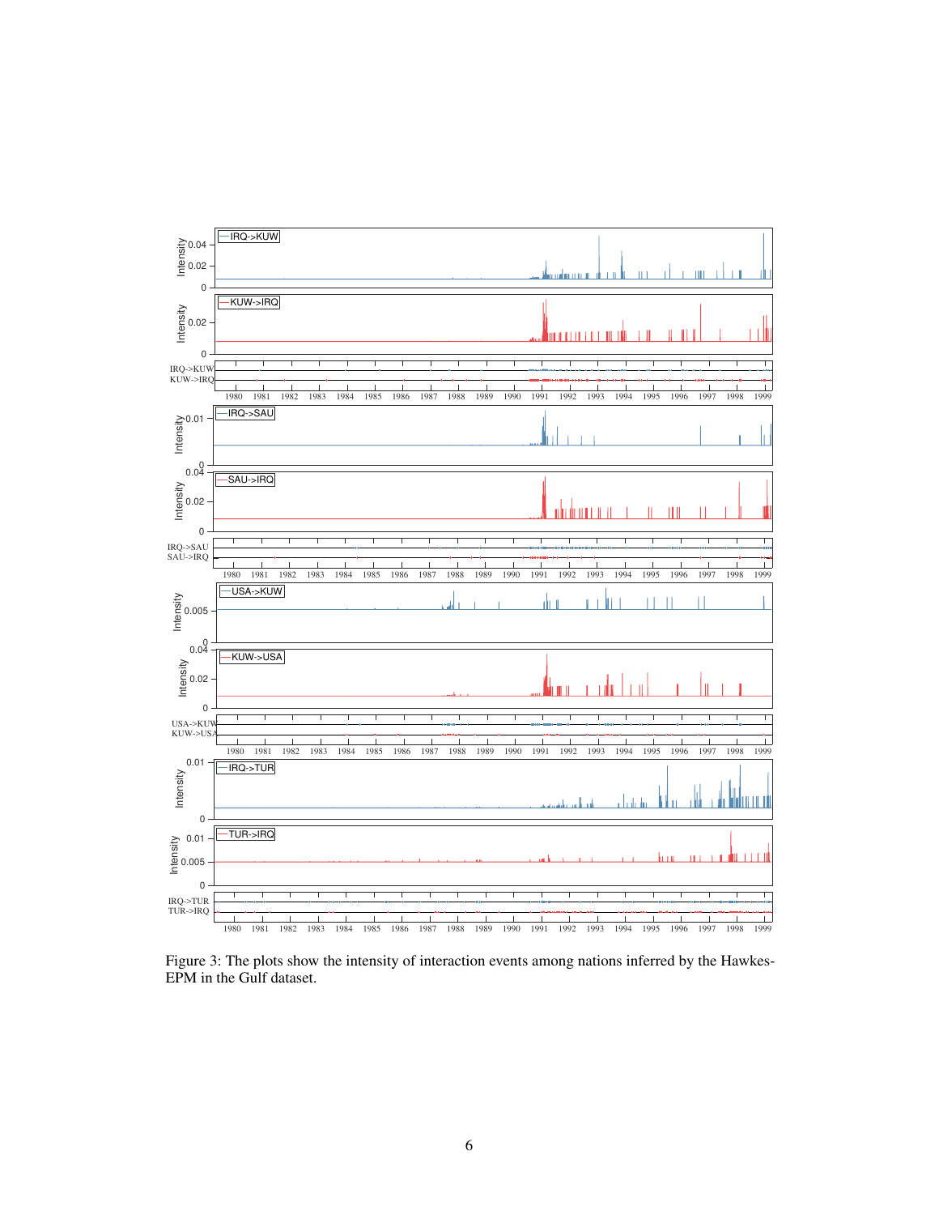Figure 3: The plots show the intensity of interaction events among nations inferred by the Hawkes-EPM in the Gulf dataset.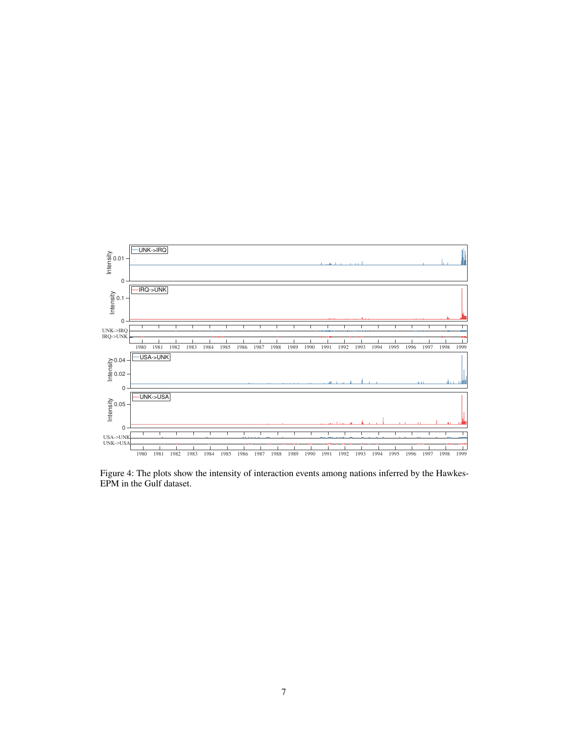Figure 4: The plots show the intensity of interaction events among nations inferred by the Hawkes-EPM in the Gulf dataset.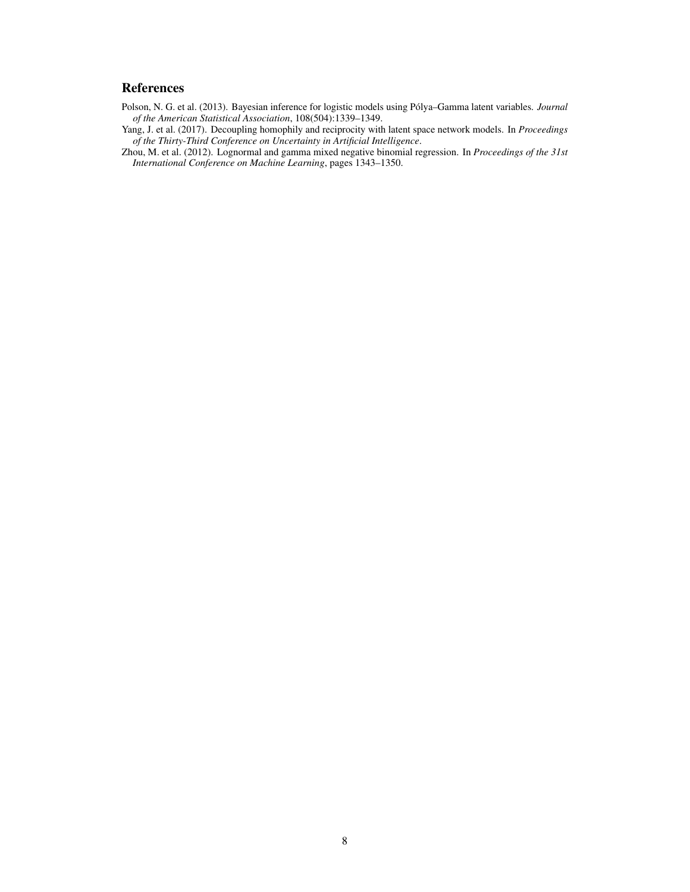## References

Polson, N. G. et al. (2013). Bayesian inference for logistic models using Pólya–Gamma latent variables. *Journal of the American Statistical Association*, 108(504):1339–1349.

Yang, J. et al. (2017). Decoupling homophily and reciprocity with latent space network models. In *Proceedings of the Thirty-Third Conference on Uncertainty in Artificial Intelligence*.

Zhou, M. et al. (2012). Lognormal and gamma mixed negative binomial regression. In *Proceedings of the 31st International Conference on Machine Learning*, pages 1343–1350.